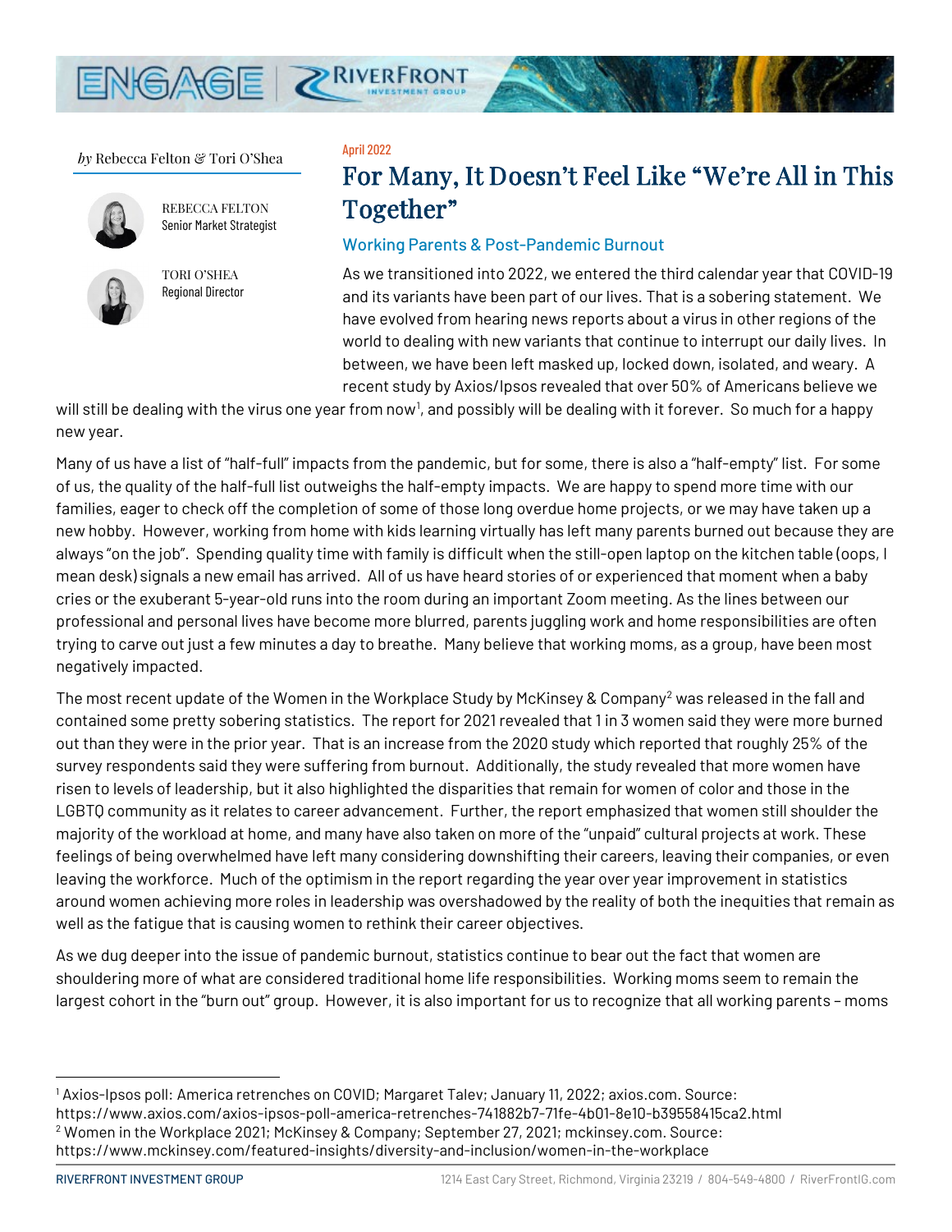*by* Rebecca Felton & Tori O'Shea

REBECCA FELTON
Senior Market Strategist

TORI O'SHEA
Regional Director

April 2022

# For Many, It Doesn't Feel Like "We're All in This Together"

## Working Parents & Post-Pandemic Burnout

As we transitioned into 2022, we entered the third calendar year that COVID-19 and its variants have been part of our lives. That is a sobering statement. We have evolved from hearing news reports about a virus in other regions of the world to dealing with new variants that continue to interrupt our daily lives. In between, we have been left masked up, locked down, isolated, and weary. A recent study by Axios/Ipsos revealed that over 50% of Americans believe we will still be dealing with the virus one year from now[1], and possibly will be dealing with it forever. So much for a happy new year.

Many of us have a list of "half-full" impacts from the pandemic, but for some, there is also a "half-empty" list. For some of us, the quality of the half-full list outweighs the half-empty impacts. We are happy to spend more time with our families, eager to check off the completion of some of those long overdue home projects, or we may have taken up a new hobby. However, working from home with kids learning virtually has left many parents burned out because they are always "on the job". Spending quality time with family is difficult when the still-open laptop on the kitchen table (oops, I mean desk) signals a new email has arrived. All of us have heard stories of or experienced that moment when a baby cries or the exuberant 5-year-old runs into the room during an important Zoom meeting. As the lines between our professional and personal lives have become more blurred, parents juggling work and home responsibilities are often trying to carve out just a few minutes a day to breathe. Many believe that working moms, as a group, have been most negatively impacted.

The most recent update of the Women in the Workplace Study by McKinsey & Company[2] was released in the fall and contained some pretty sobering statistics. The report for 2021 revealed that 1 in 3 women said they were more burned out than they were in the prior year. That is an increase from the 2020 study which reported that roughly 25% of the survey respondents said they were suffering from burnout. Additionally, the study revealed that more women have risen to levels of leadership, but it also highlighted the disparities that remain for women of color and those in the LGBTQ community as it relates to career advancement. Further, the report emphasized that women still shoulder the majority of the workload at home, and many have also taken on more of the "unpaid" cultural projects at work. These feelings of being overwhelmed have left many considering downshifting their careers, leaving their companies, or even leaving the workforce. Much of the optimism in the report regarding the year over year improvement in statistics around women achieving more roles in leadership was overshadowed by the reality of both the inequities that remain as well as the fatigue that is causing women to rethink their career objectives.

As we dug deeper into the issue of pandemic burnout, statistics continue to bear out the fact that women are shouldering more of what are considered traditional home life responsibilities. Working moms seem to remain the largest cohort in the "burn out" group. However, it is also important for us to recognize that all working parents – moms

---

[1] Axios-Ipsos poll: America retrenches on COVID; Margaret Talev; January 11, 2022; axios.com. Source: https://www.axios.com/axios-ipsos-poll-america-retrenches-741882b7-71fe-4b01-8e10-b39558415ca2.html

[2] Women in the Workplace 2021; McKinsey & Company; September 27, 2021; mckinsey.com. Source: https://www.mckinsey.com/featured-insights/diversity-and-inclusion/women-in-the-workplace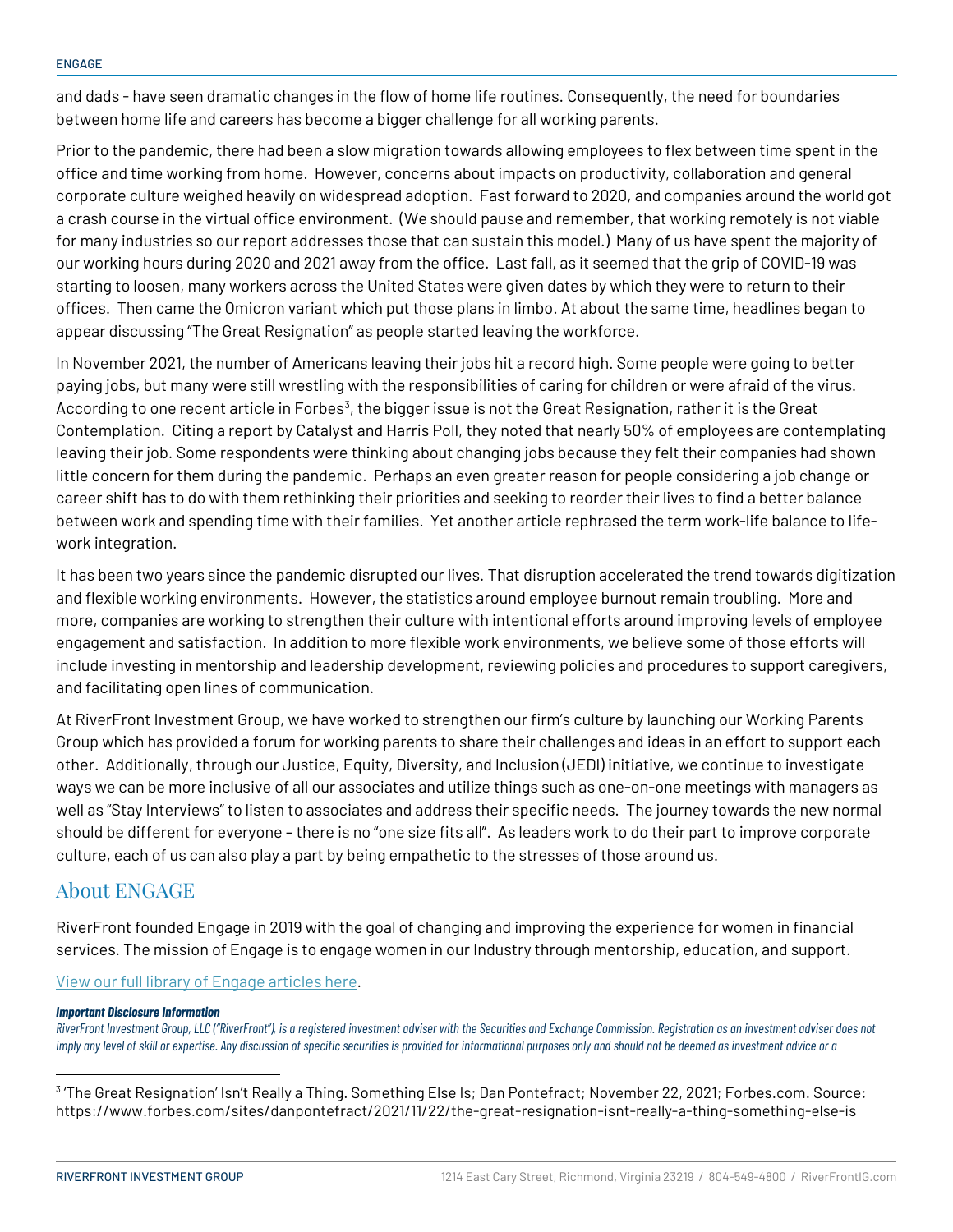and dads - have seen dramatic changes in the flow of home life routines. Consequently, the need for boundaries between home life and careers has become a bigger challenge for all working parents.

Prior to the pandemic, there had been a slow migration towards allowing employees to flex between time spent in the office and time working from home. However, concerns about impacts on productivity, collaboration and general corporate culture weighed heavily on widespread adoption. Fast forward to 2020, and companies around the world got a crash course in the virtual office environment. (We should pause and remember, that working remotely is not viable for many industries so our report addresses those that can sustain this model.) Many of us have spent the majority of our working hours during 2020 and 2021 away from the office. Last fall, as it seemed that the grip of COVID-19 was starting to loosen, many workers across the United States were given dates by which they were to return to their offices. Then came the Omicron variant which put those plans in limbo. At about the same time, headlines began to appear discussing "The Great Resignation" as people started leaving the workforce.

In November 2021, the number of Americans leaving their jobs hit a record high. Some people were going to better paying jobs, but many were still wrestling with the responsibilities of caring for children or were afraid of the virus. According to one recent article in Forbes[3], the bigger issue is not the Great Resignation, rather it is the Great Contemplation. Citing a report by Catalyst and Harris Poll, they noted that nearly 50% of employees are contemplating leaving their job. Some respondents were thinking about changing jobs because they felt their companies had shown little concern for them during the pandemic. Perhaps an even greater reason for people considering a job change or career shift has to do with them rethinking their priorities and seeking to reorder their lives to find a better balance between work and spending time with their families. Yet another article rephrased the term work-life balance to life-work integration.

It has been two years since the pandemic disrupted our lives. That disruption accelerated the trend towards digitization and flexible working environments. However, the statistics around employee burnout remain troubling. More and more, companies are working to strengthen their culture with intentional efforts around improving levels of employee engagement and satisfaction. In addition to more flexible work environments, we believe some of those efforts will include investing in mentorship and leadership development, reviewing policies and procedures to support caregivers, and facilitating open lines of communication.

At RiverFront Investment Group, we have worked to strengthen our firm's culture by launching our Working Parents Group which has provided a forum for working parents to share their challenges and ideas in an effort to support each other. Additionally, through our Justice, Equity, Diversity, and Inclusion (JEDI) initiative, we continue to investigate ways we can be more inclusive of all our associates and utilize things such as one-on-one meetings with managers as well as "Stay Interviews" to listen to associates and address their specific needs. The journey towards the new normal should be different for everyone – there is no "one size fits all". As leaders work to do their part to improve corporate culture, each of us can also play a part by being empathetic to the stresses of those around us.

## About ENGAGE

RiverFront founded Engage in 2019 with the goal of changing and improving the experience for women in financial services. The mission of Engage is to engage women in our Industry through mentorship, education, and support.

View our full library of Engage articles here.

***Important Disclosure Information***

*RiverFront Investment Group, LLC ("RiverFront"), is a registered investment adviser with the Securities and Exchange Commission. Registration as an investment adviser does not imply any level of skill or expertise. Any discussion of specific securities is provided for informational purposes only and should not be deemed as investment advice or a*

---

[3] 'The Great Resignation' Isn't Really a Thing. Something Else Is; Dan Pontefract; November 22, 2021; Forbes.com. Source: https://www.forbes.com/sites/danpontefract/2021/11/22/the-great-resignation-isnt-really-a-thing-something-else-is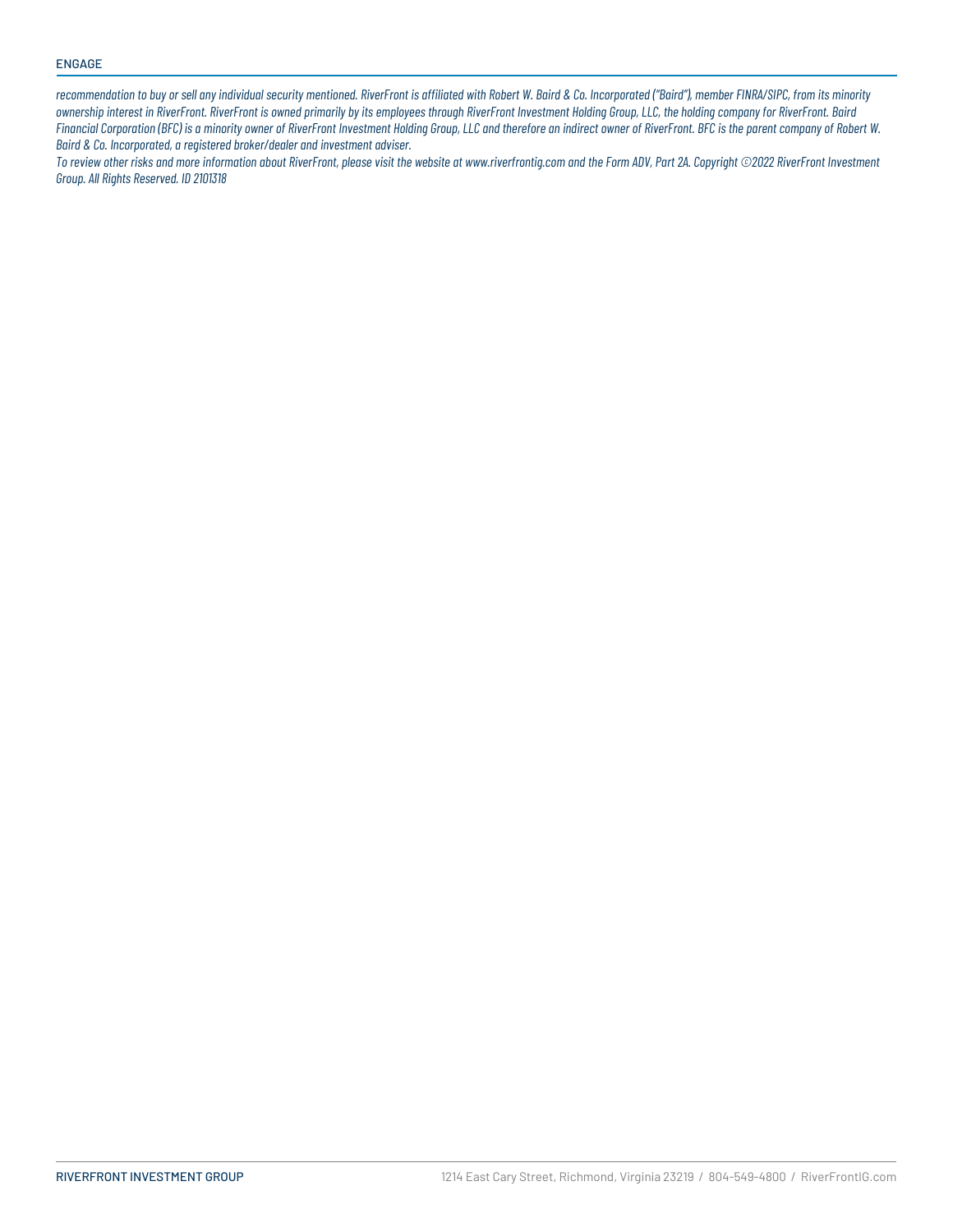*recommendation to buy or sell any individual security mentioned. RiverFront is affiliated with Robert W. Baird & Co. Incorporated ("Baird"), member FINRA/SIPC, from its minority ownership interest in RiverFront. RiverFront is owned primarily by its employees through RiverFront Investment Holding Group, LLC, the holding company for RiverFront. Baird Financial Corporation (BFC) is a minority owner of RiverFront Investment Holding Group, LLC and therefore an indirect owner of RiverFront. BFC is the parent company of Robert W. Baird & Co. Incorporated, a registered broker/dealer and investment adviser.*

*To review other risks and more information about RiverFront, please visit the website at www.riverfrontig.com and the Form ADV, Part 2A. Copyright ©2022 RiverFront Investment Group. All Rights Reserved. ID 2101318*